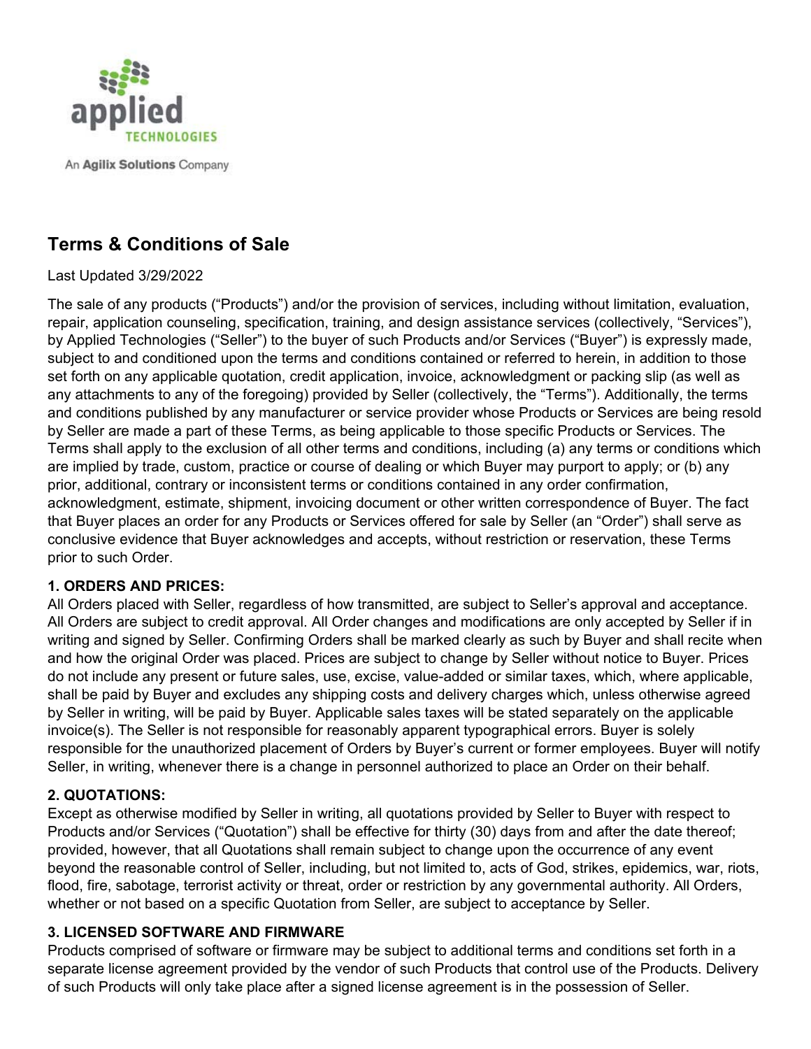applied TECHNOLOGIES

An Agilix Solutions Company

# Terms & Conditions of Sale

Last Updated 3/29/2022

The sale of any products ("Products") and/or the provision of services, including without limitation, evaluation, repair, application counseling, specification, training, and design assistance services (collectively, "Services"), by Applied Technologies ("Seller") to the buyer of such Products and/or Services ("Buyer") is expressly made, subject to and conditioned upon the terms and conditions contained or referred to herein, in addition to those set forth on any applicable quotation, credit application, invoice, acknowledgment or packing slip (as well as any attachments to any of the foregoing) provided by Seller (collectively, the "Terms"). Additionally, the terms and conditions published by any manufacturer or service provider whose Products or Services are being resold by Seller are made a part of these Terms, as being applicable to those specific Products or Services. The Terms shall apply to the exclusion of all other terms and conditions, including (a) any terms or conditions which are implied by trade, custom, practice or course of dealing or which Buyer may purport to apply; or (b) any prior, additional, contrary or inconsistent terms or conditions contained in any order confirmation, acknowledgment, estimate, shipment, invoicing document or other written correspondence of Buyer. The fact that Buyer places an order for any Products or Services offered for sale by Seller (an "Order") shall serve as conclusive evidence that Buyer acknowledges and accepts, without restriction or reservation, these Terms prior to such Order.

**1. ORDERS AND PRICES:**

All Orders placed with Seller, regardless of how transmitted, are subject to Seller's approval and acceptance. All Orders are subject to credit approval. All Order changes and modifications are only accepted by Seller if in writing and signed by Seller. Confirming Orders shall be marked clearly as such by Buyer and shall recite when and how the original Order was placed. Prices are subject to change by Seller without notice to Buyer. Prices do not include any present or future sales, use, excise, value-added or similar taxes, which, where applicable, shall be paid by Buyer and excludes any shipping costs and delivery charges which, unless otherwise agreed by Seller in writing, will be paid by Buyer. Applicable sales taxes will be stated separately on the applicable invoice(s). The Seller is not responsible for reasonably apparent typographical errors. Buyer is solely responsible for the unauthorized placement of Orders by Buyer's current or former employees. Buyer will notify Seller, in writing, whenever there is a change in personnel authorized to place an Order on their behalf.

**2. QUOTATIONS:**

Except as otherwise modified by Seller in writing, all quotations provided by Seller to Buyer with respect to Products and/or Services ("Quotation") shall be effective for thirty (30) days from and after the date thereof; provided, however, that all Quotations shall remain subject to change upon the occurrence of any event beyond the reasonable control of Seller, including, but not limited to, acts of God, strikes, epidemics, war, riots, flood, fire, sabotage, terrorist activity or threat, order or restriction by any governmental authority. All Orders, whether or not based on a specific Quotation from Seller, are subject to acceptance by Seller.

**3. LICENSED SOFTWARE AND FIRMWARE**

Products comprised of software or firmware may be subject to additional terms and conditions set forth in a separate license agreement provided by the vendor of such Products that control use of the Products. Delivery of such Products will only take place after a signed license agreement is in the possession of Seller.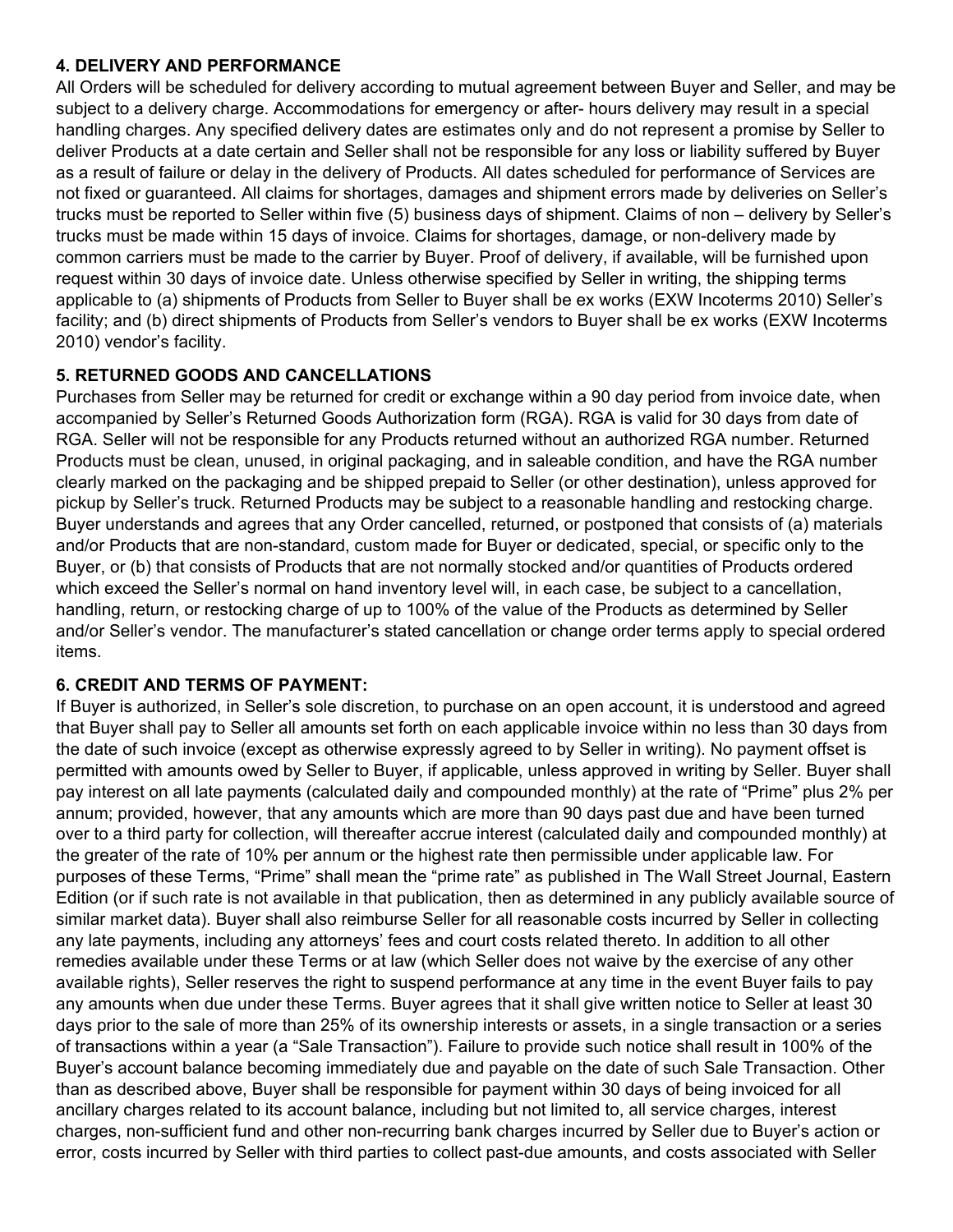### 4. DELIVERY AND PERFORMANCE

All Orders will be scheduled for delivery according to mutual agreement between Buyer and Seller, and may be subject to a delivery charge. Accommodations for emergency or after- hours delivery may result in a special handling charges. Any specified delivery dates are estimates only and do not represent a promise by Seller to deliver Products at a date certain and Seller shall not be responsible for any loss or liability suffered by Buyer as a result of failure or delay in the delivery of Products. All dates scheduled for performance of Services are not fixed or guaranteed. All claims for shortages, damages and shipment errors made by deliveries on Seller's trucks must be reported to Seller within five (5) business days of shipment. Claims of non – delivery by Seller's trucks must be made within 15 days of invoice. Claims for shortages, damage, or non-delivery made by common carriers must be made to the carrier by Buyer. Proof of delivery, if available, will be furnished upon request within 30 days of invoice date. Unless otherwise specified by Seller in writing, the shipping terms applicable to (a) shipments of Products from Seller to Buyer shall be ex works (EXW Incoterms 2010) Seller's facility; and (b) direct shipments of Products from Seller's vendors to Buyer shall be ex works (EXW Incoterms 2010) vendor's facility.

### 5. RETURNED GOODS AND CANCELLATIONS

Purchases from Seller may be returned for credit or exchange within a 90 day period from invoice date, when accompanied by Seller's Returned Goods Authorization form (RGA). RGA is valid for 30 days from date of RGA. Seller will not be responsible for any Products returned without an authorized RGA number. Returned Products must be clean, unused, in original packaging, and in saleable condition, and have the RGA number clearly marked on the packaging and be shipped prepaid to Seller (or other destination), unless approved for pickup by Seller's truck. Returned Products may be subject to a reasonable handling and restocking charge. Buyer understands and agrees that any Order cancelled, returned, or postponed that consists of (a) materials and/or Products that are non-standard, custom made for Buyer or dedicated, special, or specific only to the Buyer, or (b) that consists of Products that are not normally stocked and/or quantities of Products ordered which exceed the Seller's normal on hand inventory level will, in each case, be subject to a cancellation, handling, return, or restocking charge of up to 100% of the value of the Products as determined by Seller and/or Seller's vendor. The manufacturer's stated cancellation or change order terms apply to special ordered items.

### 6. CREDIT AND TERMS OF PAYMENT:

If Buyer is authorized, in Seller's sole discretion, to purchase on an open account, it is understood and agreed that Buyer shall pay to Seller all amounts set forth on each applicable invoice within no less than 30 days from the date of such invoice (except as otherwise expressly agreed to by Seller in writing). No payment offset is permitted with amounts owed by Seller to Buyer, if applicable, unless approved in writing by Seller. Buyer shall pay interest on all late payments (calculated daily and compounded monthly) at the rate of "Prime" plus 2% per annum; provided, however, that any amounts which are more than 90 days past due and have been turned over to a third party for collection, will thereafter accrue interest (calculated daily and compounded monthly) at the greater of the rate of 10% per annum or the highest rate then permissible under applicable law. For purposes of these Terms, "Prime" shall mean the "prime rate" as published in The Wall Street Journal, Eastern Edition (or if such rate is not available in that publication, then as determined in any publicly available source of similar market data). Buyer shall also reimburse Seller for all reasonable costs incurred by Seller in collecting any late payments, including any attorneys' fees and court costs related thereto. In addition to all other remedies available under these Terms or at law (which Seller does not waive by the exercise of any other available rights), Seller reserves the right to suspend performance at any time in the event Buyer fails to pay any amounts when due under these Terms. Buyer agrees that it shall give written notice to Seller at least 30 days prior to the sale of more than 25% of its ownership interests or assets, in a single transaction or a series of transactions within a year (a "Sale Transaction"). Failure to provide such notice shall result in 100% of the Buyer's account balance becoming immediately due and payable on the date of such Sale Transaction. Other than as described above, Buyer shall be responsible for payment within 30 days of being invoiced for all ancillary charges related to its account balance, including but not limited to, all service charges, interest charges, non-sufficient fund and other non-recurring bank charges incurred by Seller due to Buyer's action or error, costs incurred by Seller with third parties to collect past-due amounts, and costs associated with Seller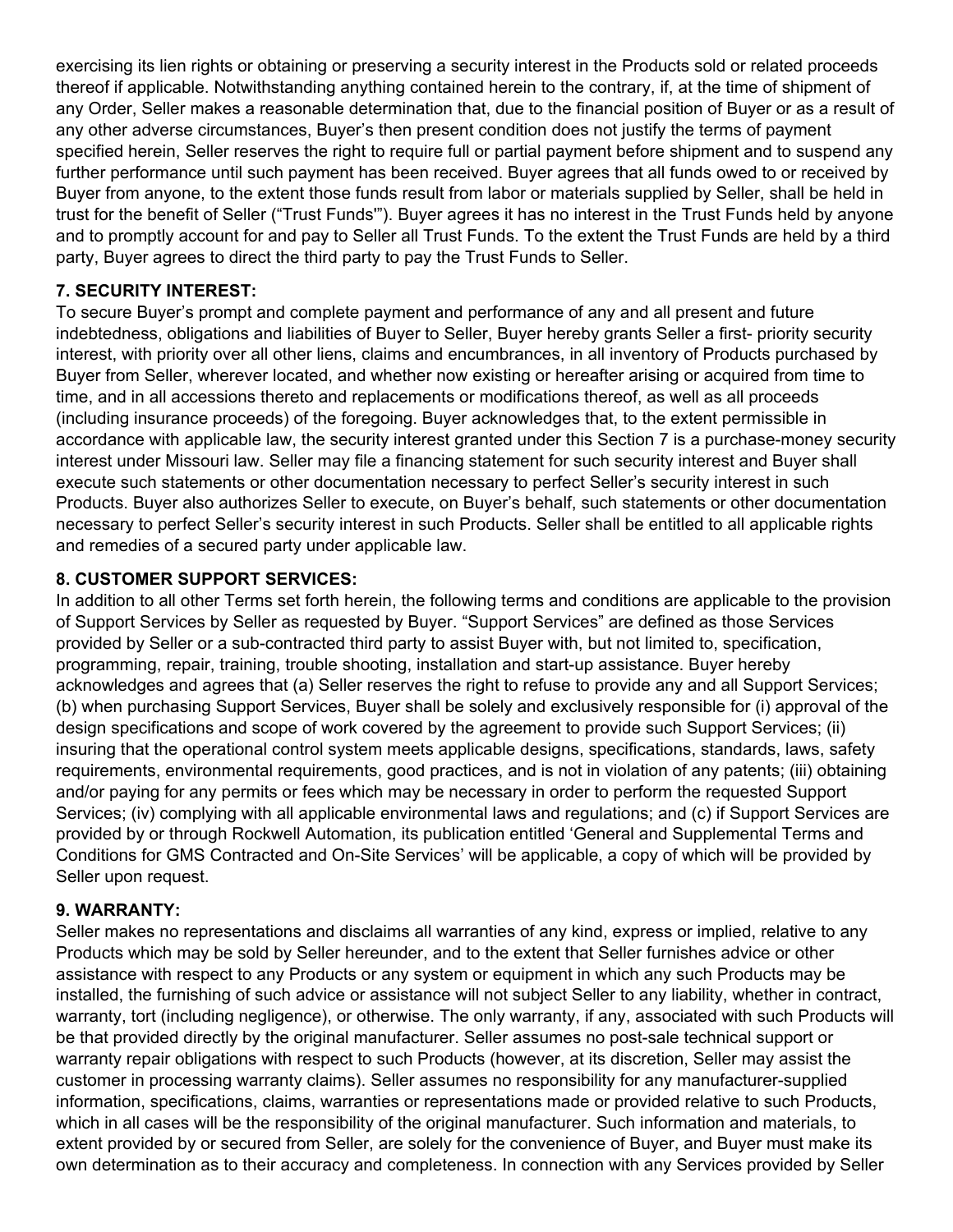exercising its lien rights or obtaining or preserving a security interest in the Products sold or related proceeds thereof if applicable. Notwithstanding anything contained herein to the contrary, if, at the time of shipment of any Order, Seller makes a reasonable determination that, due to the financial position of Buyer or as a result of any other adverse circumstances, Buyer's then present condition does not justify the terms of payment specified herein, Seller reserves the right to require full or partial payment before shipment and to suspend any further performance until such payment has been received. Buyer agrees that all funds owed to or received by Buyer from anyone, to the extent those funds result from labor or materials supplied by Seller, shall be held in trust for the benefit of Seller ("Trust Funds'"). Buyer agrees it has no interest in the Trust Funds held by anyone and to promptly account for and pay to Seller all Trust Funds. To the extent the Trust Funds are held by a third party, Buyer agrees to direct the third party to pay the Trust Funds to Seller.

### 7. SECURITY INTEREST:

To secure Buyer's prompt and complete payment and performance of any and all present and future indebtedness, obligations and liabilities of Buyer to Seller, Buyer hereby grants Seller a first- priority security interest, with priority over all other liens, claims and encumbrances, in all inventory of Products purchased by Buyer from Seller, wherever located, and whether now existing or hereafter arising or acquired from time to time, and in all accessions thereto and replacements or modifications thereof, as well as all proceeds (including insurance proceeds) of the foregoing. Buyer acknowledges that, to the extent permissible in accordance with applicable law, the security interest granted under this Section 7 is a purchase-money security interest under Missouri law. Seller may file a financing statement for such security interest and Buyer shall execute such statements or other documentation necessary to perfect Seller's security interest in such Products. Buyer also authorizes Seller to execute, on Buyer's behalf, such statements or other documentation necessary to perfect Seller's security interest in such Products. Seller shall be entitled to all applicable rights and remedies of a secured party under applicable law.

### 8. CUSTOMER SUPPORT SERVICES:

In addition to all other Terms set forth herein, the following terms and conditions are applicable to the provision of Support Services by Seller as requested by Buyer. "Support Services" are defined as those Services provided by Seller or a sub-contracted third party to assist Buyer with, but not limited to, specification, programming, repair, training, trouble shooting, installation and start-up assistance. Buyer hereby acknowledges and agrees that (a) Seller reserves the right to refuse to provide any and all Support Services; (b) when purchasing Support Services, Buyer shall be solely and exclusively responsible for (i) approval of the design specifications and scope of work covered by the agreement to provide such Support Services; (ii) insuring that the operational control system meets applicable designs, specifications, standards, laws, safety requirements, environmental requirements, good practices, and is not in violation of any patents; (iii) obtaining and/or paying for any permits or fees which may be necessary in order to perform the requested Support Services; (iv) complying with all applicable environmental laws and regulations; and (c) if Support Services are provided by or through Rockwell Automation, its publication entitled 'General and Supplemental Terms and Conditions for GMS Contracted and On-Site Services' will be applicable, a copy of which will be provided by Seller upon request.

### 9. WARRANTY:

Seller makes no representations and disclaims all warranties of any kind, express or implied, relative to any Products which may be sold by Seller hereunder, and to the extent that Seller furnishes advice or other assistance with respect to any Products or any system or equipment in which any such Products may be installed, the furnishing of such advice or assistance will not subject Seller to any liability, whether in contract, warranty, tort (including negligence), or otherwise. The only warranty, if any, associated with such Products will be that provided directly by the original manufacturer. Seller assumes no post-sale technical support or warranty repair obligations with respect to such Products (however, at its discretion, Seller may assist the customer in processing warranty claims). Seller assumes no responsibility for any manufacturer-supplied information, specifications, claims, warranties or representations made or provided relative to such Products, which in all cases will be the responsibility of the original manufacturer. Such information and materials, to extent provided by or secured from Seller, are solely for the convenience of Buyer, and Buyer must make its own determination as to their accuracy and completeness. In connection with any Services provided by Seller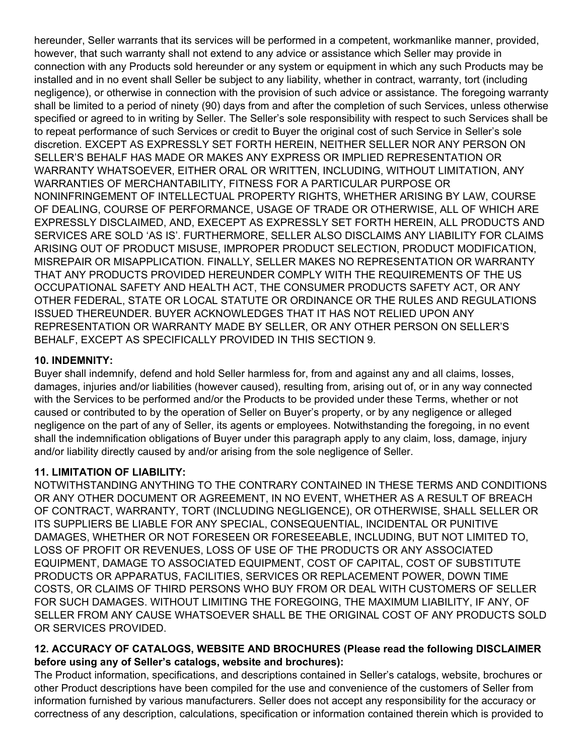hereunder, Seller warrants that its services will be performed in a competent, workmanlike manner, provided, however, that such warranty shall not extend to any advice or assistance which Seller may provide in connection with any Products sold hereunder or any system or equipment in which any such Products may be installed and in no event shall Seller be subject to any liability, whether in contract, warranty, tort (including negligence), or otherwise in connection with the provision of such advice or assistance. The foregoing warranty shall be limited to a period of ninety (90) days from and after the completion of such Services, unless otherwise specified or agreed to in writing by Seller. The Seller's sole responsibility with respect to such Services shall be to repeat performance of such Services or credit to Buyer the original cost of such Service in Seller's sole discretion. EXCEPT AS EXPRESSLY SET FORTH HEREIN, NEITHER SELLER NOR ANY PERSON ON SELLER'S BEHALF HAS MADE OR MAKES ANY EXPRESS OR IMPLIED REPRESENTATION OR WARRANTY WHATSOEVER, EITHER ORAL OR WRITTEN, INCLUDING, WITHOUT LIMITATION, ANY WARRANTIES OF MERCHANTABILITY, FITNESS FOR A PARTICULAR PURPOSE OR NONINFRINGEMENT OF INTELLECTUAL PROPERTY RIGHTS, WHETHER ARISING BY LAW, COURSE OF DEALING, COURSE OF PERFORMANCE, USAGE OF TRADE OR OTHERWISE, ALL OF WHICH ARE EXPRESSLY DISCLAIMED, AND, EXECEPT AS EXPRESSLY SET FORTH HEREIN, ALL PRODUCTS AND SERVICES ARE SOLD 'AS IS'. FURTHERMORE, SELLER ALSO DISCLAIMS ANY LIABILITY FOR CLAIMS ARISING OUT OF PRODUCT MISUSE, IMPROPER PRODUCT SELECTION, PRODUCT MODIFICATION, MISREPAIR OR MISAPPLICATION. FINALLY, SELLER MAKES NO REPRESENTATION OR WARRANTY THAT ANY PRODUCTS PROVIDED HEREUNDER COMPLY WITH THE REQUIREMENTS OF THE US OCCUPATIONAL SAFETY AND HEALTH ACT, THE CONSUMER PRODUCTS SAFETY ACT, OR ANY OTHER FEDERAL, STATE OR LOCAL STATUTE OR ORDINANCE OR THE RULES AND REGULATIONS ISSUED THEREUNDER. BUYER ACKNOWLEDGES THAT IT HAS NOT RELIED UPON ANY REPRESENTATION OR WARRANTY MADE BY SELLER, OR ANY OTHER PERSON ON SELLER'S BEHALF, EXCEPT AS SPECIFICALLY PROVIDED IN THIS SECTION 9.

**10. INDEMNITY:**

Buyer shall indemnify, defend and hold Seller harmless for, from and against any and all claims, losses, damages, injuries and/or liabilities (however caused), resulting from, arising out of, or in any way connected with the Services to be performed and/or the Products to be provided under these Terms, whether or not caused or contributed to by the operation of Seller on Buyer's property, or by any negligence or alleged negligence on the part of any of Seller, its agents or employees. Notwithstanding the foregoing, in no event shall the indemnification obligations of Buyer under this paragraph apply to any claim, loss, damage, injury and/or liability directly caused by and/or arising from the sole negligence of Seller.

**11. LIMITATION OF LIABILITY:**

NOTWITHSTANDING ANYTHING TO THE CONTRARY CONTAINED IN THESE TERMS AND CONDITIONS OR ANY OTHER DOCUMENT OR AGREEMENT, IN NO EVENT, WHETHER AS A RESULT OF BREACH OF CONTRACT, WARRANTY, TORT (INCLUDING NEGLIGENCE), OR OTHERWISE, SHALL SELLER OR ITS SUPPLIERS BE LIABLE FOR ANY SPECIAL, CONSEQUENTIAL, INCIDENTAL OR PUNITIVE DAMAGES, WHETHER OR NOT FORESEEN OR FORESEEABLE, INCLUDING, BUT NOT LIMITED TO, LOSS OF PROFIT OR REVENUES, LOSS OF USE OF THE PRODUCTS OR ANY ASSOCIATED EQUIPMENT, DAMAGE TO ASSOCIATED EQUIPMENT, COST OF CAPITAL, COST OF SUBSTITUTE PRODUCTS OR APPARATUS, FACILITIES, SERVICES OR REPLACEMENT POWER, DOWN TIME COSTS, OR CLAIMS OF THIRD PERSONS WHO BUY FROM OR DEAL WITH CUSTOMERS OF SELLER FOR SUCH DAMAGES. WITHOUT LIMITING THE FOREGOING, THE MAXIMUM LIABILITY, IF ANY, OF SELLER FROM ANY CAUSE WHATSOEVER SHALL BE THE ORIGINAL COST OF ANY PRODUCTS SOLD OR SERVICES PROVIDED.

**12. ACCURACY OF CATALOGS, WEBSITE AND BROCHURES (Please read the following DISCLAIMER before using any of Seller's catalogs, website and brochures):**

The Product information, specifications, and descriptions contained in Seller's catalogs, website, brochures or other Product descriptions have been compiled for the use and convenience of the customers of Seller from information furnished by various manufacturers. Seller does not accept any responsibility for the accuracy or correctness of any description, calculations, specification or information contained therein which is provided to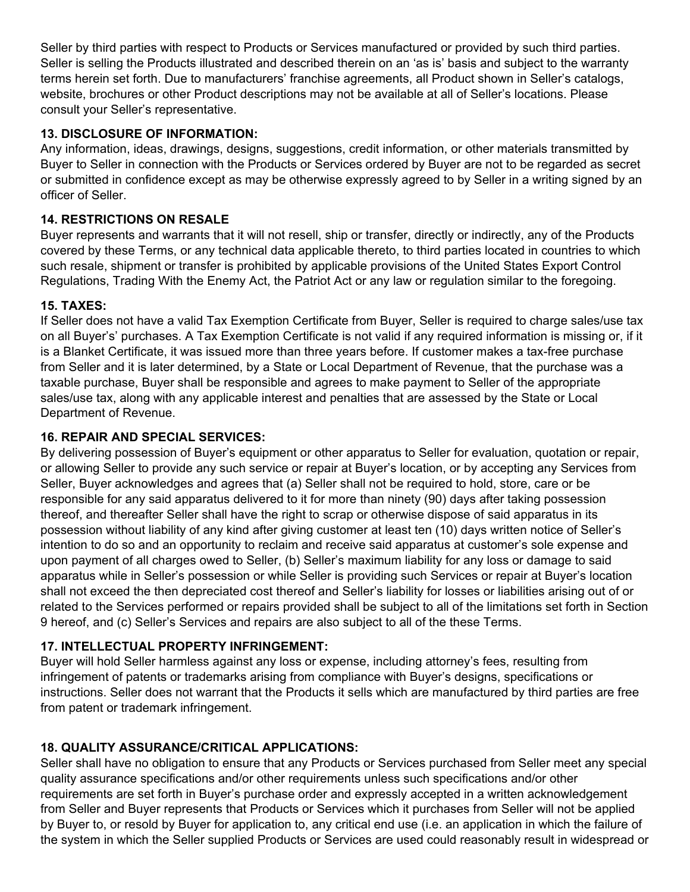Seller by third parties with respect to Products or Services manufactured or provided by such third parties. Seller is selling the Products illustrated and described therein on an 'as is' basis and subject to the warranty terms herein set forth. Due to manufacturers' franchise agreements, all Product shown in Seller's catalogs, website, brochures or other Product descriptions may not be available at all of Seller's locations. Please consult your Seller's representative.

**13. DISCLOSURE OF INFORMATION:**

Any information, ideas, drawings, designs, suggestions, credit information, or other materials transmitted by Buyer to Seller in connection with the Products or Services ordered by Buyer are not to be regarded as secret or submitted in confidence except as may be otherwise expressly agreed to by Seller in a writing signed by an officer of Seller.

**14. RESTRICTIONS ON RESALE**

Buyer represents and warrants that it will not resell, ship or transfer, directly or indirectly, any of the Products covered by these Terms, or any technical data applicable thereto, to third parties located in countries to which such resale, shipment or transfer is prohibited by applicable provisions of the United States Export Control Regulations, Trading With the Enemy Act, the Patriot Act or any law or regulation similar to the foregoing.

**15. TAXES:**

If Seller does not have a valid Tax Exemption Certificate from Buyer, Seller is required to charge sales/use tax on all Buyer's' purchases. A Tax Exemption Certificate is not valid if any required information is missing or, if it is a Blanket Certificate, it was issued more than three years before. If customer makes a tax-free purchase from Seller and it is later determined, by a State or Local Department of Revenue, that the purchase was a taxable purchase, Buyer shall be responsible and agrees to make payment to Seller of the appropriate sales/use tax, along with any applicable interest and penalties that are assessed by the State or Local Department of Revenue.

**16. REPAIR AND SPECIAL SERVICES:**

By delivering possession of Buyer's equipment or other apparatus to Seller for evaluation, quotation or repair, or allowing Seller to provide any such service or repair at Buyer's location, or by accepting any Services from Seller, Buyer acknowledges and agrees that (a) Seller shall not be required to hold, store, care or be responsible for any said apparatus delivered to it for more than ninety (90) days after taking possession thereof, and thereafter Seller shall have the right to scrap or otherwise dispose of said apparatus in its possession without liability of any kind after giving customer at least ten (10) days written notice of Seller's intention to do so and an opportunity to reclaim and receive said apparatus at customer's sole expense and upon payment of all charges owed to Seller, (b) Seller's maximum liability for any loss or damage to said apparatus while in Seller's possession or while Seller is providing such Services or repair at Buyer's location shall not exceed the then depreciated cost thereof and Seller's liability for losses or liabilities arising out of or related to the Services performed or repairs provided shall be subject to all of the limitations set forth in Section 9 hereof, and (c) Seller's Services and repairs are also subject to all of the these Terms.

**17. INTELLECTUAL PROPERTY INFRINGEMENT:**

Buyer will hold Seller harmless against any loss or expense, including attorney's fees, resulting from infringement of patents or trademarks arising from compliance with Buyer's designs, specifications or instructions. Seller does not warrant that the Products it sells which are manufactured by third parties are free from patent or trademark infringement.

**18. QUALITY ASSURANCE/CRITICAL APPLICATIONS:**

Seller shall have no obligation to ensure that any Products or Services purchased from Seller meet any special quality assurance specifications and/or other requirements unless such specifications and/or other requirements are set forth in Buyer's purchase order and expressly accepted in a written acknowledgement from Seller and Buyer represents that Products or Services which it purchases from Seller will not be applied by Buyer to, or resold by Buyer for application to, any critical end use (i.e. an application in which the failure of the system in which the Seller supplied Products or Services are used could reasonably result in widespread or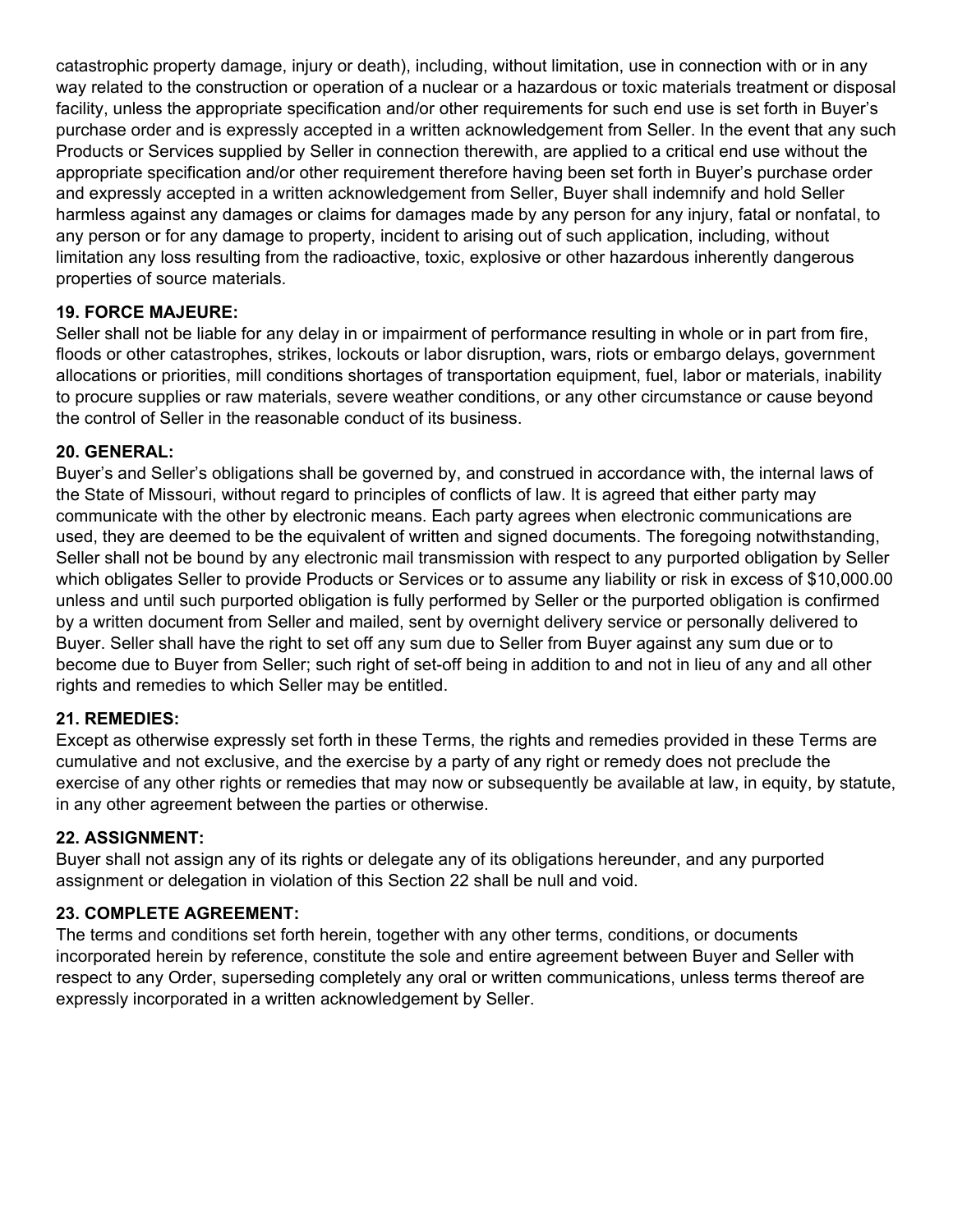catastrophic property damage, injury or death), including, without limitation, use in connection with or in any way related to the construction or operation of a nuclear or a hazardous or toxic materials treatment or disposal facility, unless the appropriate specification and/or other requirements for such end use is set forth in Buyer's purchase order and is expressly accepted in a written acknowledgement from Seller. In the event that any such Products or Services supplied by Seller in connection therewith, are applied to a critical end use without the appropriate specification and/or other requirement therefore having been set forth in Buyer's purchase order and expressly accepted in a written acknowledgement from Seller, Buyer shall indemnify and hold Seller harmless against any damages or claims for damages made by any person for any injury, fatal or nonfatal, to any person or for any damage to property, incident to arising out of such application, including, without limitation any loss resulting from the radioactive, toxic, explosive or other hazardous inherently dangerous properties of source materials.

**19. FORCE MAJEURE:**
Seller shall not be liable for any delay in or impairment of performance resulting in whole or in part from fire, floods or other catastrophes, strikes, lockouts or labor disruption, wars, riots or embargo delays, government allocations or priorities, mill conditions shortages of transportation equipment, fuel, labor or materials, inability to procure supplies or raw materials, severe weather conditions, or any other circumstance or cause beyond the control of Seller in the reasonable conduct of its business.

**20. GENERAL:**
Buyer's and Seller's obligations shall be governed by, and construed in accordance with, the internal laws of the State of Missouri, without regard to principles of conflicts of law. It is agreed that either party may communicate with the other by electronic means. Each party agrees when electronic communications are used, they are deemed to be the equivalent of written and signed documents. The foregoing notwithstanding, Seller shall not be bound by any electronic mail transmission with respect to any purported obligation by Seller which obligates Seller to provide Products or Services or to assume any liability or risk in excess of $10,000.00 unless and until such purported obligation is fully performed by Seller or the purported obligation is confirmed by a written document from Seller and mailed, sent by overnight delivery service or personally delivered to Buyer. Seller shall have the right to set off any sum due to Seller from Buyer against any sum due or to become due to Buyer from Seller; such right of set-off being in addition to and not in lieu of any and all other rights and remedies to which Seller may be entitled.

**21. REMEDIES:**
Except as otherwise expressly set forth in these Terms, the rights and remedies provided in these Terms are cumulative and not exclusive, and the exercise by a party of any right or remedy does not preclude the exercise of any other rights or remedies that may now or subsequently be available at law, in equity, by statute, in any other agreement between the parties or otherwise.

**22. ASSIGNMENT:**
Buyer shall not assign any of its rights or delegate any of its obligations hereunder, and any purported assignment or delegation in violation of this Section 22 shall be null and void.

**23. COMPLETE AGREEMENT:**
The terms and conditions set forth herein, together with any other terms, conditions, or documents incorporated herein by reference, constitute the sole and entire agreement between Buyer and Seller with respect to any Order, superseding completely any oral or written communications, unless terms thereof are expressly incorporated in a written acknowledgement by Seller.